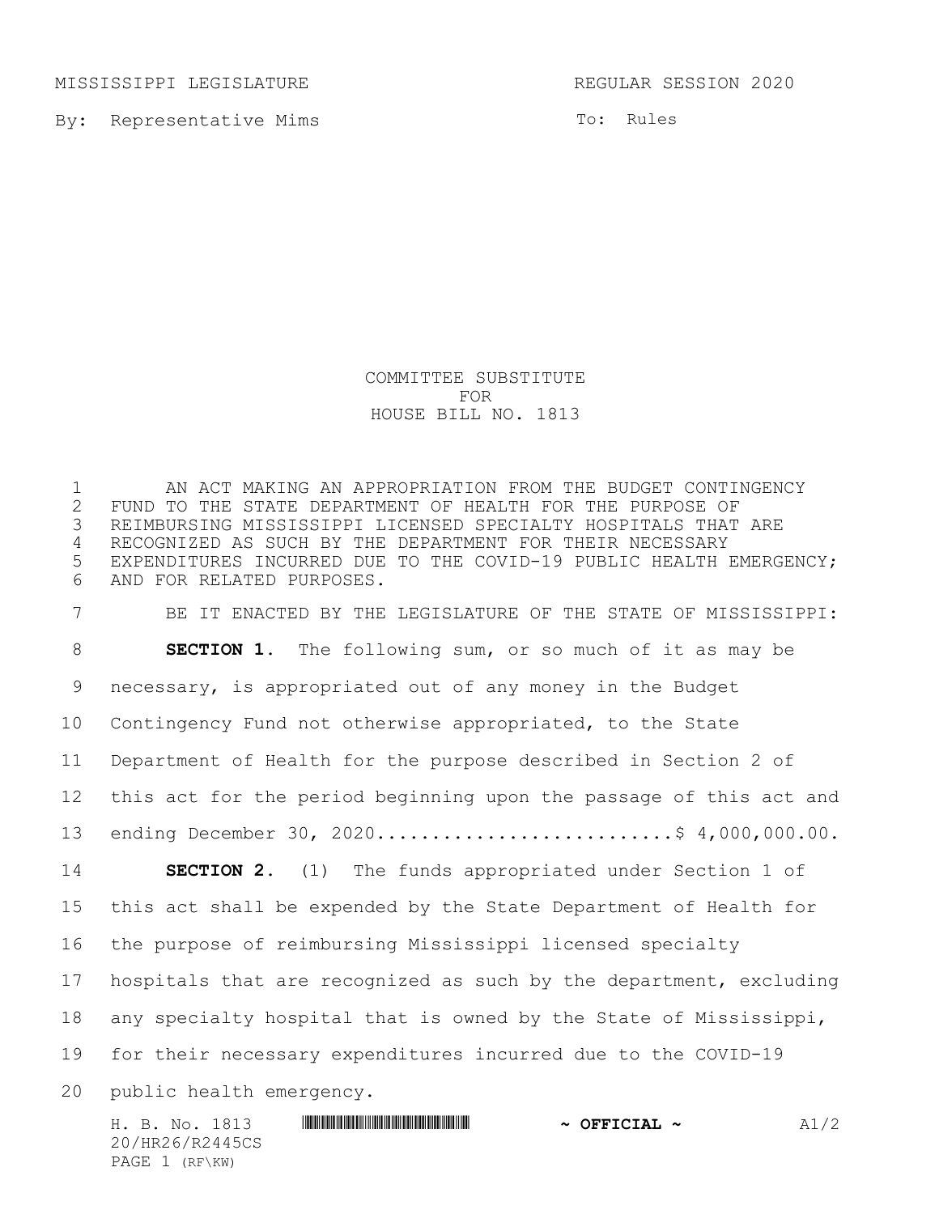MISSISSIPPI LEGISLATURE REGULAR SESSION 2020

By: Representative Mims

To: Rules

COMMITTEE SUBSTITUTE
FOR
HOUSE BILL NO. 1813

AN ACT MAKING AN APPROPRIATION FROM THE BUDGET CONTINGENCY FUND TO THE STATE DEPARTMENT OF HEALTH FOR THE PURPOSE OF REIMBURSING MISSISSIPPI LICENSED SPECIALTY HOSPITALS THAT ARE RECOGNIZED AS SUCH BY THE DEPARTMENT FOR THEIR NECESSARY EXPENDITURES INCURRED DUE TO THE COVID-19 PUBLIC HEALTH EMERGENCY; AND FOR RELATED PURPOSES.

BE IT ENACTED BY THE LEGISLATURE OF THE STATE OF MISSISSIPPI:

**SECTION 1.** The following sum, or so much of it as may be necessary, is appropriated out of any money in the Budget Contingency Fund not otherwise appropriated, to the State Department of Health for the purpose described in Section 2 of this act for the period beginning upon the passage of this act and ending December 30, 2020...........................$ 4,000,000.00.

**SECTION 2.** (1) The funds appropriated under Section 1 of this act shall be expended by the State Department of Health for the purpose of reimbursing Mississippi licensed specialty hospitals that are recognized as such by the department, excluding any specialty hospital that is owned by the State of Mississippi, for their necessary expenditures incurred due to the COVID-19 public health emergency.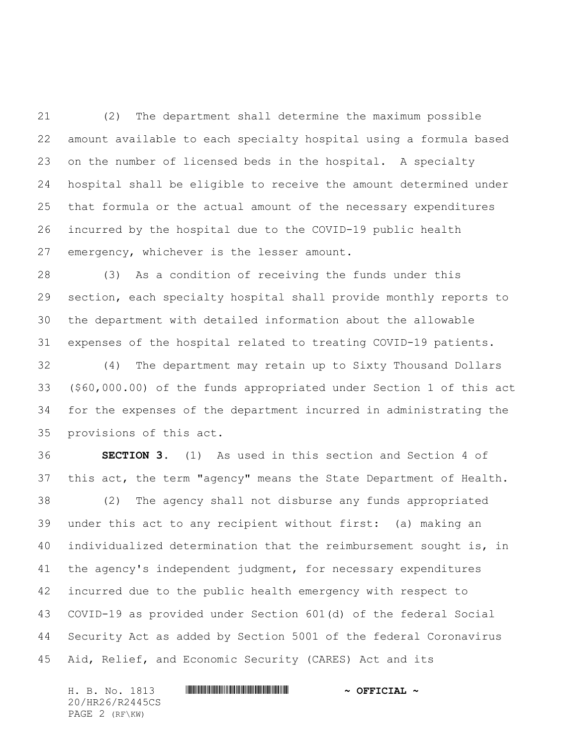(2) The department shall determine the maximum possible amount available to each specialty hospital using a formula based on the number of licensed beds in the hospital. A specialty hospital shall be eligible to receive the amount determined under that formula or the actual amount of the necessary expenditures incurred by the hospital due to the COVID-19 public health emergency, whichever is the lesser amount.

(3) As a condition of receiving the funds under this section, each specialty hospital shall provide monthly reports to the department with detailed information about the allowable expenses of the hospital related to treating COVID-19 patients.

(4) The department may retain up to Sixty Thousand Dollars ($60,000.00) of the funds appropriated under Section 1 of this act for the expenses of the department incurred in administrating the provisions of this act.

**SECTION 3.** (1) As used in this section and Section 4 of this act, the term "agency" means the State Department of Health.

(2) The agency shall not disburse any funds appropriated under this act to any recipient without first: (a) making an individualized determination that the reimbursement sought is, in the agency's independent judgment, for necessary expenditures incurred due to the public health emergency with respect to COVID-19 as provided under Section 601(d) of the federal Social Security Act as added by Section 5001 of the federal Coronavirus Aid, Relief, and Economic Security (CARES) Act and its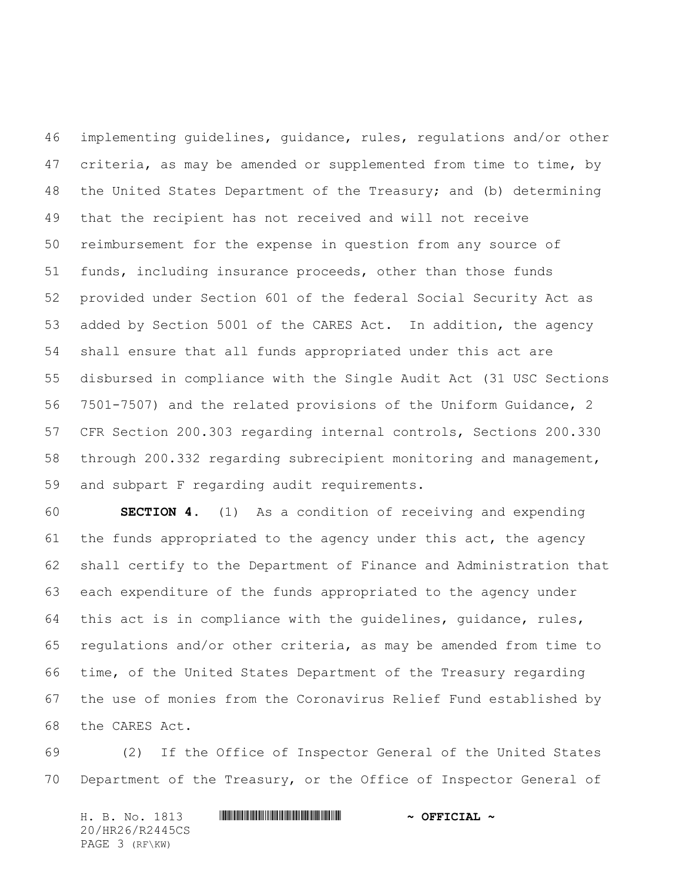implementing guidelines, guidance, rules, regulations and/or other criteria, as may be amended or supplemented from time to time, by the United States Department of the Treasury; and (b) determining that the recipient has not received and will not receive reimbursement for the expense in question from any source of funds, including insurance proceeds, other than those funds provided under Section 601 of the federal Social Security Act as added by Section 5001 of the CARES Act. In addition, the agency shall ensure that all funds appropriated under this act are disbursed in compliance with the Single Audit Act (31 USC Sections 7501-7507) and the related provisions of the Uniform Guidance, 2 CFR Section 200.303 regarding internal controls, Sections 200.330 through 200.332 regarding subrecipient monitoring and management, and subpart F regarding audit requirements.

**SECTION 4.** (1) As a condition of receiving and expending the funds appropriated to the agency under this act, the agency shall certify to the Department of Finance and Administration that each expenditure of the funds appropriated to the agency under this act is in compliance with the guidelines, guidance, rules, regulations and/or other criteria, as may be amended from time to time, of the United States Department of the Treasury regarding the use of monies from the Coronavirus Relief Fund established by the CARES Act.

(2) If the Office of Inspector General of the United States Department of the Treasury, or the Office of Inspector General of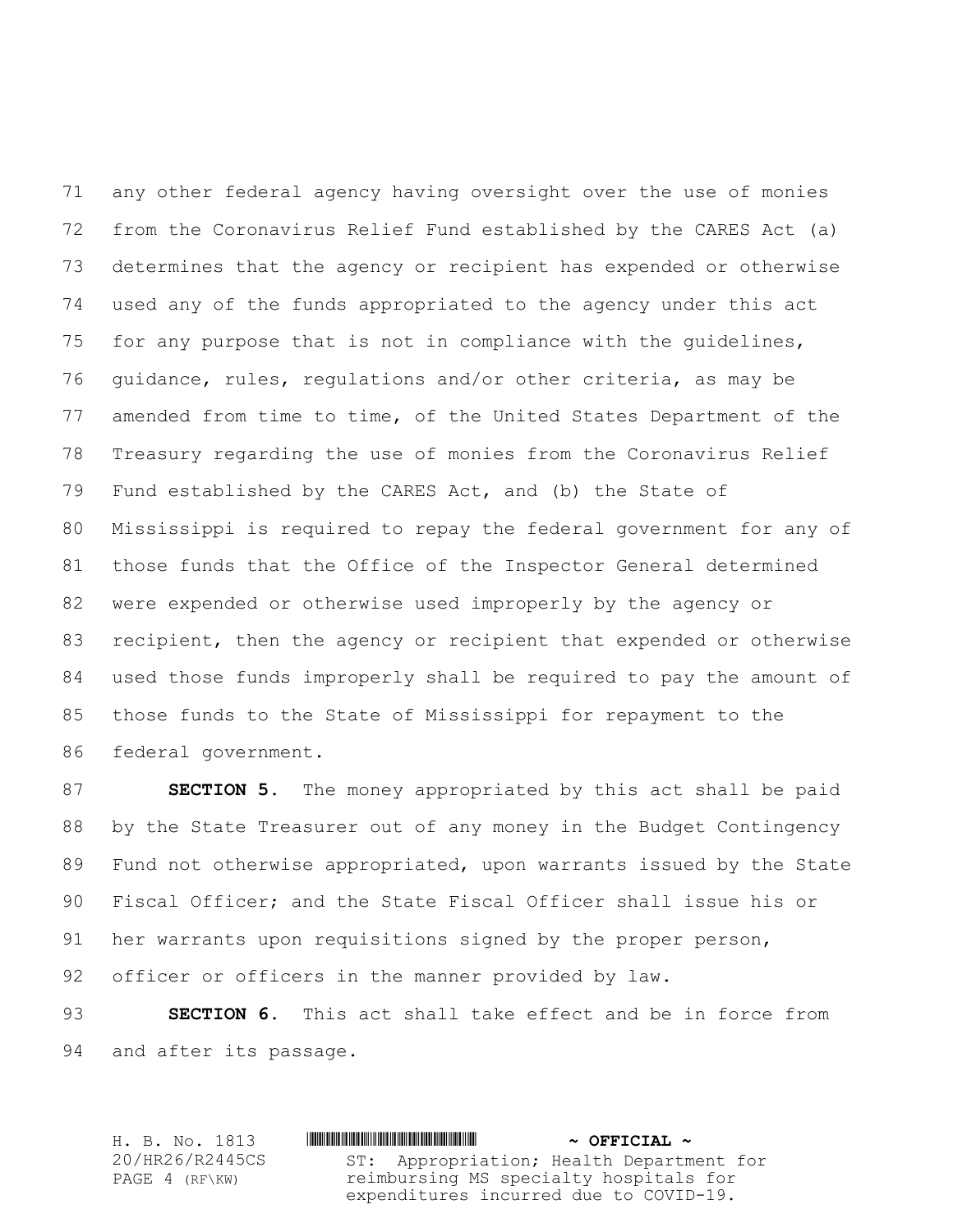any other federal agency having oversight over the use of monies from the Coronavirus Relief Fund established by the CARES Act (a) determines that the agency or recipient has expended or otherwise used any of the funds appropriated to the agency under this act for any purpose that is not in compliance with the guidelines, guidance, rules, regulations and/or other criteria, as may be amended from time to time, of the United States Department of the Treasury regarding the use of monies from the Coronavirus Relief Fund established by the CARES Act, and (b) the State of Mississippi is required to repay the federal government for any of those funds that the Office of the Inspector General determined were expended or otherwise used improperly by the agency or recipient, then the agency or recipient that expended or otherwise used those funds improperly shall be required to pay the amount of those funds to the State of Mississippi for repayment to the federal government.

**SECTION 5.** The money appropriated by this act shall be paid by the State Treasurer out of any money in the Budget Contingency Fund not otherwise appropriated, upon warrants issued by the State Fiscal Officer; and the State Fiscal Officer shall issue his or her warrants upon requisitions signed by the proper person, officer or officers in the manner provided by law.

**SECTION 6.** This act shall take effect and be in force from and after its passage.